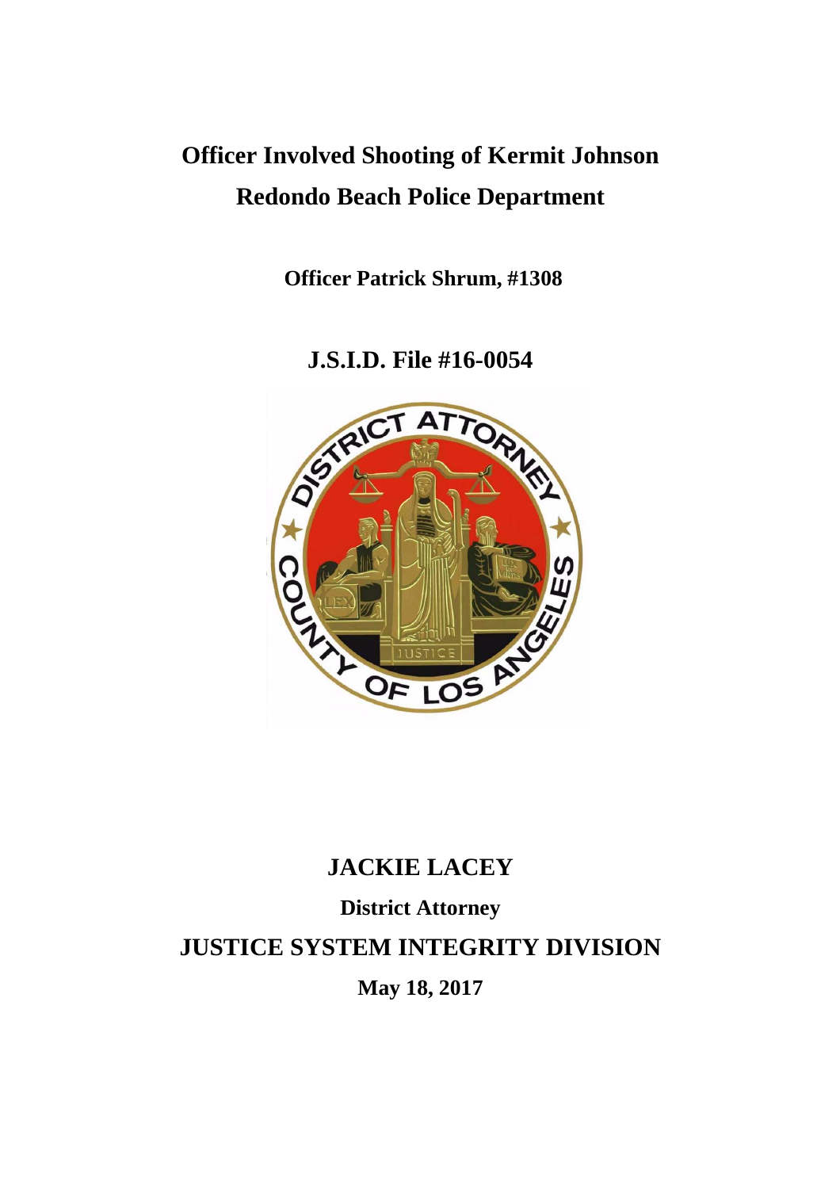# Officer Involved Shooting of Kermit Johnson
# Redondo Beach Police Department

**Officer Patrick Shrum, #1308**

## J.S.I.D. File #16-0054

## JACKIE LACEY

**District Attorney**

## JUSTICE SYSTEM INTEGRITY DIVISION

**May 18, 2017**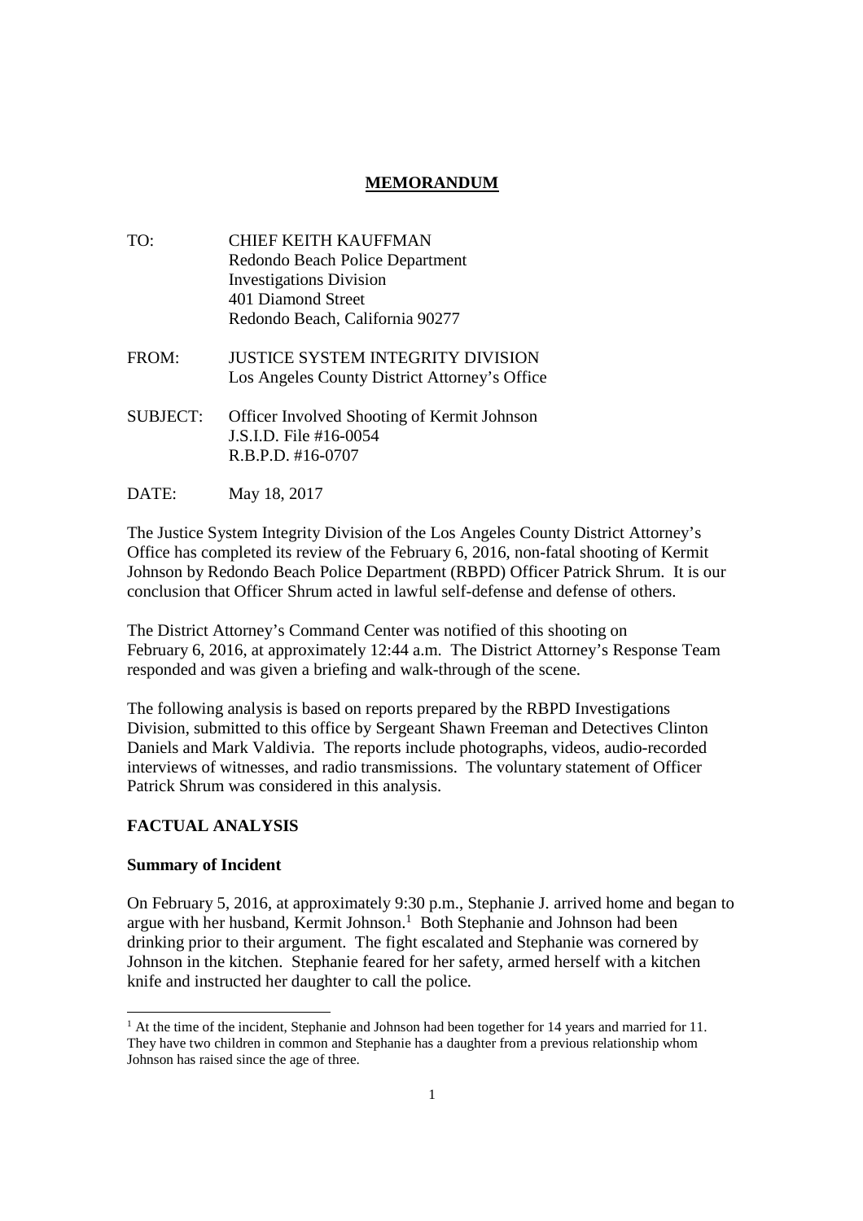# MEMORANDUM

TO: CHIEF KEITH KAUFFMAN
Redondo Beach Police Department
Investigations Division
401 Diamond Street
Redondo Beach, California 90277

FROM: JUSTICE SYSTEM INTEGRITY DIVISION
Los Angeles County District Attorney's Office

SUBJECT: Officer Involved Shooting of Kermit Johnson
J.S.I.D. File #16-0054
R.B.P.D. #16-0707

DATE: May 18, 2017

The Justice System Integrity Division of the Los Angeles County District Attorney's Office has completed its review of the February 6, 2016, non-fatal shooting of Kermit Johnson by Redondo Beach Police Department (RBPD) Officer Patrick Shrum. It is our conclusion that Officer Shrum acted in lawful self-defense and defense of others.

The District Attorney's Command Center was notified of this shooting on February 6, 2016, at approximately 12:44 a.m. The District Attorney's Response Team responded and was given a briefing and walk-through of the scene.

The following analysis is based on reports prepared by the RBPD Investigations Division, submitted to this office by Sergeant Shawn Freeman and Detectives Clinton Daniels and Mark Valdivia. The reports include photographs, videos, audio-recorded interviews of witnesses, and radio transmissions. The voluntary statement of Officer Patrick Shrum was considered in this analysis.

## FACTUAL ANALYSIS

### Summary of Incident

On February 5, 2016, at approximately 9:30 p.m., Stephanie J. arrived home and began to argue with her husband, Kermit Johnson.[1] Both Stephanie and Johnson had been drinking prior to their argument. The fight escalated and Stephanie was cornered by Johnson in the kitchen. Stephanie feared for her safety, armed herself with a kitchen knife and instructed her daughter to call the police.

[1] At the time of the incident, Stephanie and Johnson had been together for 14 years and married for 11. They have two children in common and Stephanie has a daughter from a previous relationship whom Johnson has raised since the age of three.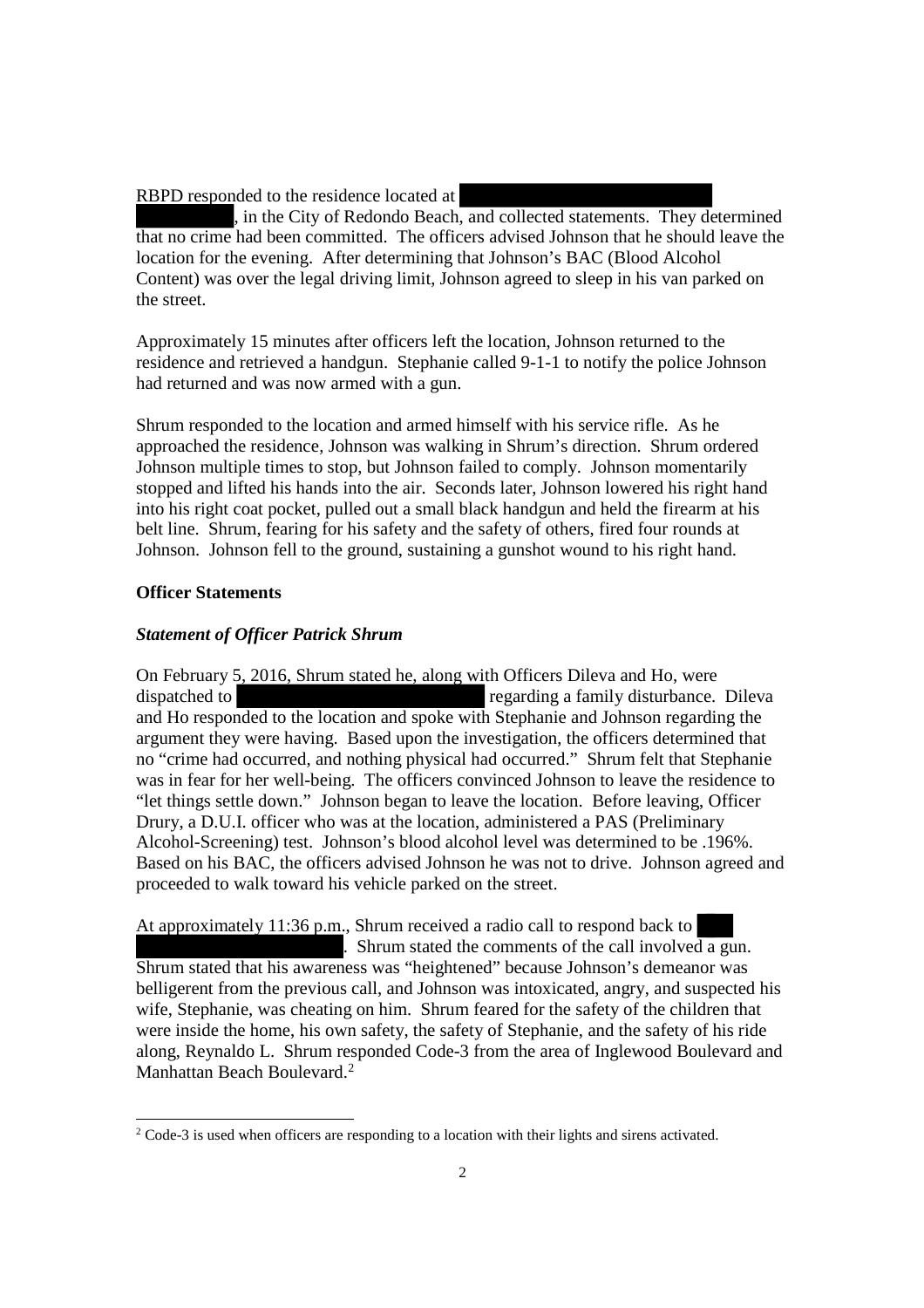RBPD responded to the residence located at , in the City of Redondo Beach, and collected statements. They determined that no crime had been committed. The officers advised Johnson that he should leave the location for the evening. After determining that Johnson's BAC (Blood Alcohol Content) was over the legal driving limit, Johnson agreed to sleep in his van parked on the street.

Approximately 15 minutes after officers left the location, Johnson returned to the residence and retrieved a handgun. Stephanie called 9-1-1 to notify the police Johnson had returned and was now armed with a gun.

Shrum responded to the location and armed himself with his service rifle. As he approached the residence, Johnson was walking in Shrum's direction. Shrum ordered Johnson multiple times to stop, but Johnson failed to comply. Johnson momentarily stopped and lifted his hands into the air. Seconds later, Johnson lowered his right hand into his right coat pocket, pulled out a small black handgun and held the firearm at his belt line. Shrum, fearing for his safety and the safety of others, fired four rounds at Johnson. Johnson fell to the ground, sustaining a gunshot wound to his right hand.

**Officer Statements**

***Statement of Officer Patrick Shrum***

On February 5, 2016, Shrum stated he, along with Officers Dileva and Ho, were dispatched to regarding a family disturbance. Dileva and Ho responded to the location and spoke with Stephanie and Johnson regarding the argument they were having. Based upon the investigation, the officers determined that no "crime had occurred, and nothing physical had occurred." Shrum felt that Stephanie was in fear for her well-being. The officers convinced Johnson to leave the residence to "let things settle down." Johnson began to leave the location. Before leaving, Officer Drury, a D.U.I. officer who was at the location, administered a PAS (Preliminary Alcohol-Screening) test. Johnson's blood alcohol level was determined to be .196%. Based on his BAC, the officers advised Johnson he was not to drive. Johnson agreed and proceeded to walk toward his vehicle parked on the street.

At approximately 11:36 p.m., Shrum received a radio call to respond back to . Shrum stated the comments of the call involved a gun. Shrum stated that his awareness was "heightened" because Johnson's demeanor was belligerent from the previous call, and Johnson was intoxicated, angry, and suspected his wife, Stephanie, was cheating on him. Shrum feared for the safety of the children that were inside the home, his own safety, the safety of Stephanie, and the safety of his ride along, Reynaldo L. Shrum responded Code-3 from the area of Inglewood Boulevard and Manhattan Beach Boulevard.[2]

[2] Code-3 is used when officers are responding to a location with their lights and sirens activated.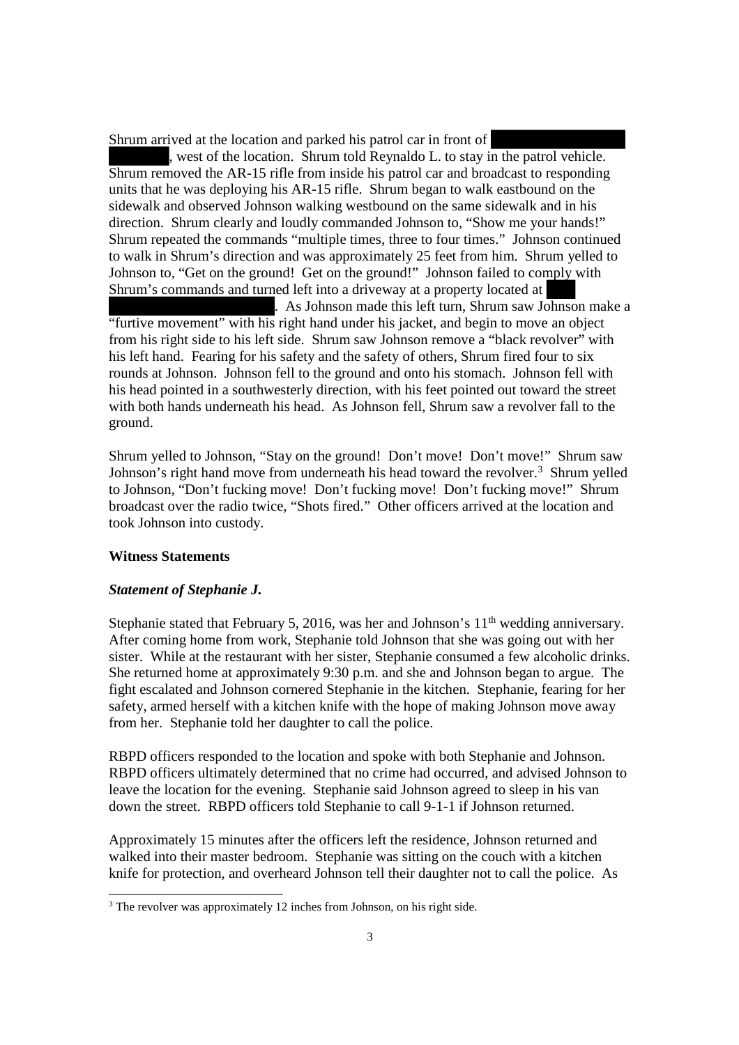Shrum arrived at the location and parked his patrol car in front of [REDACTED], west of the location. Shrum told Reynaldo L. to stay in the patrol vehicle. Shrum removed the AR-15 rifle from inside his patrol car and broadcast to responding units that he was deploying his AR-15 rifle. Shrum began to walk eastbound on the sidewalk and observed Johnson walking westbound on the same sidewalk and in his direction. Shrum clearly and loudly commanded Johnson to, "Show me your hands!" Shrum repeated the commands "multiple times, three to four times." Johnson continued to walk in Shrum's direction and was approximately 25 feet from him. Shrum yelled to Johnson to, "Get on the ground! Get on the ground!" Johnson failed to comply with Shrum's commands and turned left into a driveway at a property located at [REDACTED]. As Johnson made this left turn, Shrum saw Johnson make a "furtive movement" with his right hand under his jacket, and begin to move an object from his right side to his left side. Shrum saw Johnson remove a "black revolver" with his left hand. Fearing for his safety and the safety of others, Shrum fired four to six rounds at Johnson. Johnson fell to the ground and onto his stomach. Johnson fell with his head pointed in a southwesterly direction, with his feet pointed out toward the street with both hands underneath his head. As Johnson fell, Shrum saw a revolver fall to the ground.

Shrum yelled to Johnson, "Stay on the ground! Don't move! Don't move!" Shrum saw Johnson's right hand move from underneath his head toward the revolver.[3] Shrum yelled to Johnson, "Don't fucking move! Don't fucking move! Don't fucking move!" Shrum broadcast over the radio twice, "Shots fired." Other officers arrived at the location and took Johnson into custody.

**Witness Statements**

***Statement of Stephanie J.***

Stephanie stated that February 5, 2016, was her and Johnson's 11th wedding anniversary. After coming home from work, Stephanie told Johnson that she was going out with her sister. While at the restaurant with her sister, Stephanie consumed a few alcoholic drinks. She returned home at approximately 9:30 p.m. and she and Johnson began to argue. The fight escalated and Johnson cornered Stephanie in the kitchen. Stephanie, fearing for her safety, armed herself with a kitchen knife with the hope of making Johnson move away from her. Stephanie told her daughter to call the police.

RBPD officers responded to the location and spoke with both Stephanie and Johnson. RBPD officers ultimately determined that no crime had occurred, and advised Johnson to leave the location for the evening. Stephanie said Johnson agreed to sleep in his van down the street. RBPD officers told Stephanie to call 9-1-1 if Johnson returned.

Approximately 15 minutes after the officers left the residence, Johnson returned and walked into their master bedroom. Stephanie was sitting on the couch with a kitchen knife for protection, and overheard Johnson tell their daughter not to call the police. As

[3] The revolver was approximately 12 inches from Johnson, on his right side.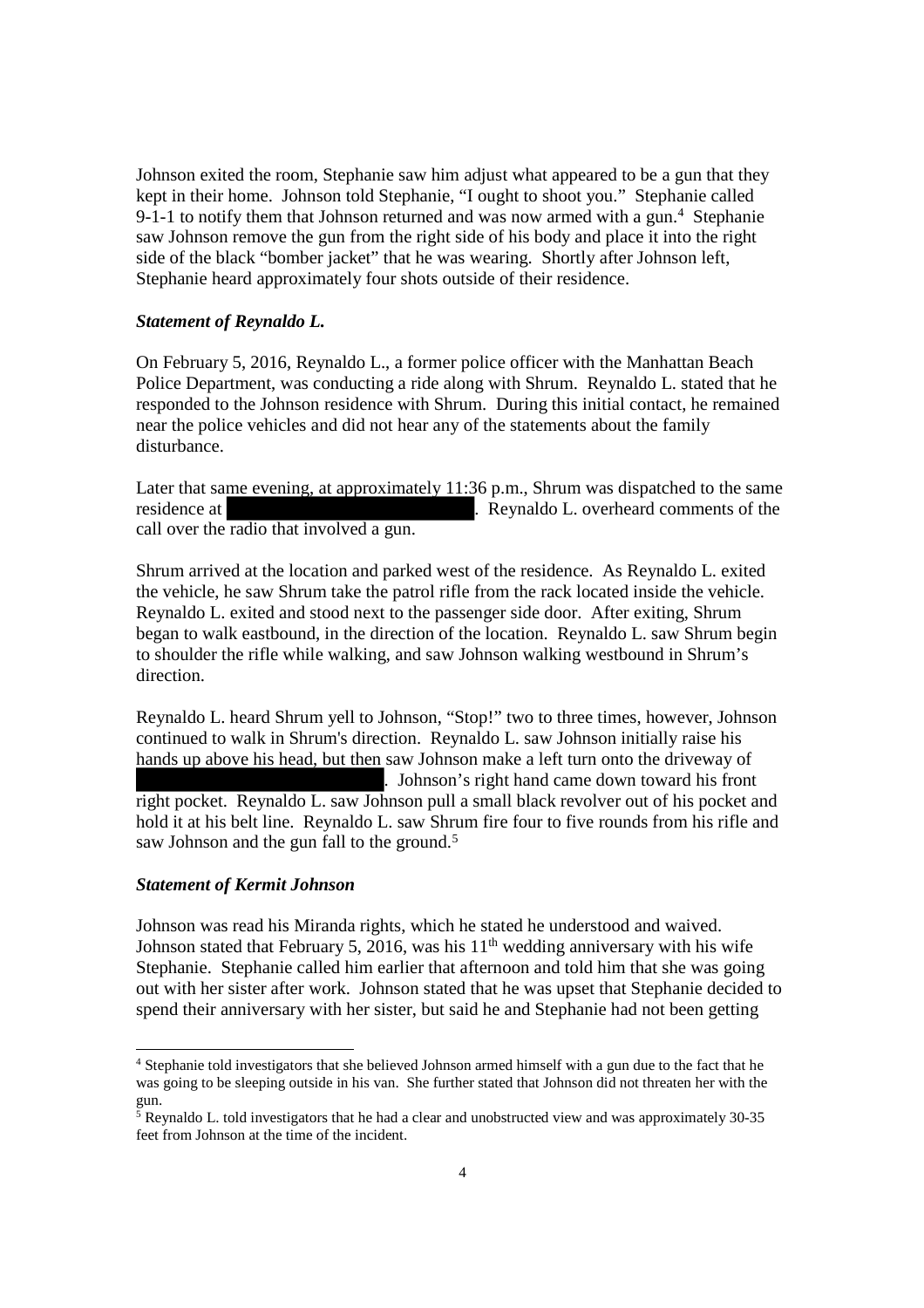Johnson exited the room, Stephanie saw him adjust what appeared to be a gun that they kept in their home. Johnson told Stephanie, "I ought to shoot you." Stephanie called 9-1-1 to notify them that Johnson returned and was now armed with a gun.[4] Stephanie saw Johnson remove the gun from the right side of his body and place it into the right side of the black "bomber jacket" that he was wearing. Shortly after Johnson left, Stephanie heard approximately four shots outside of their residence.

***Statement of Reynaldo L.***

On February 5, 2016, Reynaldo L., a former police officer with the Manhattan Beach Police Department, was conducting a ride along with Shrum. Reynaldo L. stated that he responded to the Johnson residence with Shrum. During this initial contact, he remained near the police vehicles and did not hear any of the statements about the family disturbance.

Later that same evening, at approximately 11:36 p.m., Shrum was dispatched to the same residence at ██████████████████. Reynaldo L. overheard comments of the call over the radio that involved a gun.

Shrum arrived at the location and parked west of the residence. As Reynaldo L. exited the vehicle, he saw Shrum take the patrol rifle from the rack located inside the vehicle. Reynaldo L. exited and stood next to the passenger side door. After exiting, Shrum began to walk eastbound, in the direction of the location. Reynaldo L. saw Shrum begin to shoulder the rifle while walking, and saw Johnson walking westbound in Shrum's direction.

Reynaldo L. heard Shrum yell to Johnson, "Stop!" two to three times, however, Johnson continued to walk in Shrum's direction. Reynaldo L. saw Johnson initially raise his hands up above his head, but then saw Johnson make a left turn onto the driveway of ██████████████████. Johnson's right hand came down toward his front right pocket. Reynaldo L. saw Johnson pull a small black revolver out of his pocket and hold it at his belt line. Reynaldo L. saw Shrum fire four to five rounds from his rifle and saw Johnson and the gun fall to the ground.[5]

***Statement of Kermit Johnson***

Johnson was read his Miranda rights, which he stated he understood and waived. Johnson stated that February 5, 2016, was his 11th wedding anniversary with his wife Stephanie. Stephanie called him earlier that afternoon and told him that she was going out with her sister after work. Johnson stated that he was upset that Stephanie decided to spend their anniversary with her sister, but said he and Stephanie had not been getting

---

[4] Stephanie told investigators that she believed Johnson armed himself with a gun due to the fact that he was going to be sleeping outside in his van. She further stated that Johnson did not threaten her with the gun.

[5] Reynaldo L. told investigators that he had a clear and unobstructed view and was approximately 30-35 feet from Johnson at the time of the incident.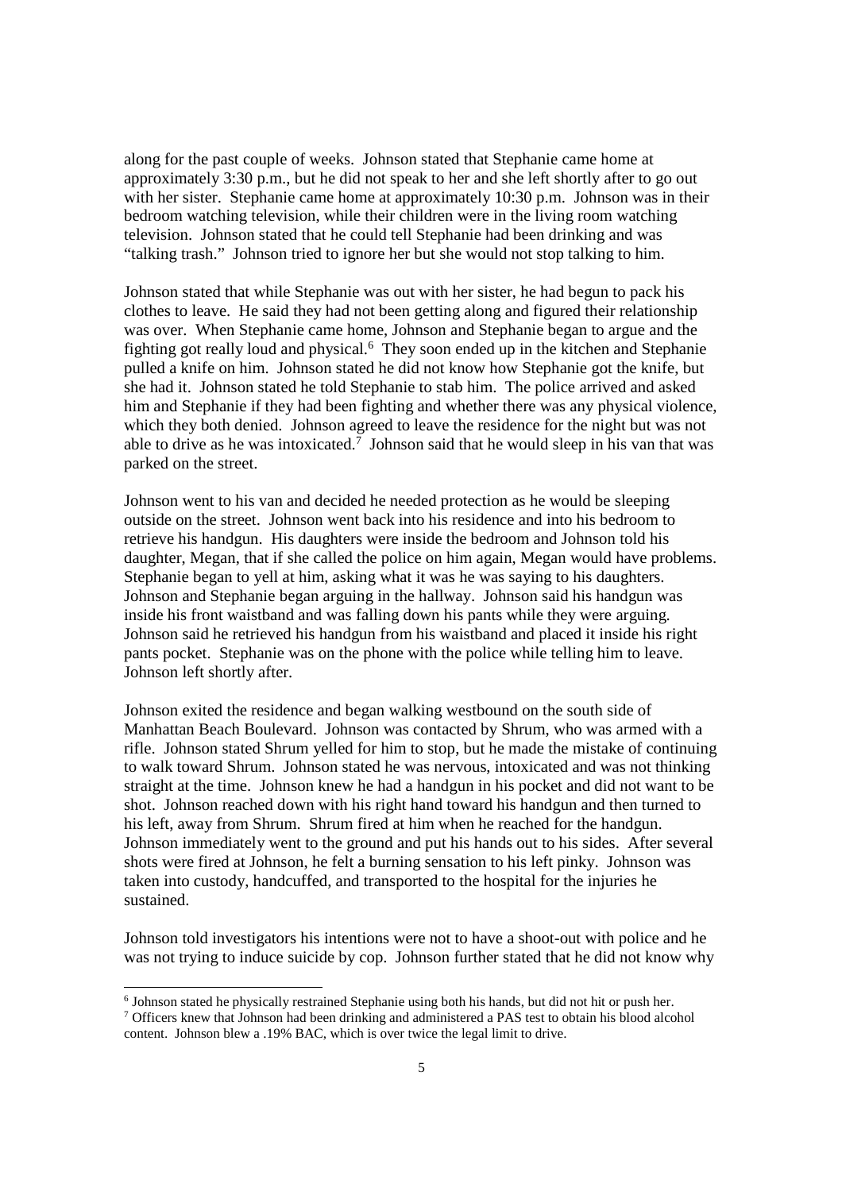along for the past couple of weeks. Johnson stated that Stephanie came home at approximately 3:30 p.m., but he did not speak to her and she left shortly after to go out with her sister. Stephanie came home at approximately 10:30 p.m. Johnson was in their bedroom watching television, while their children were in the living room watching television. Johnson stated that he could tell Stephanie had been drinking and was "talking trash." Johnson tried to ignore her but she would not stop talking to him.

Johnson stated that while Stephanie was out with her sister, he had begun to pack his clothes to leave. He said they had not been getting along and figured their relationship was over. When Stephanie came home, Johnson and Stephanie began to argue and the fighting got really loud and physical.[6] They soon ended up in the kitchen and Stephanie pulled a knife on him. Johnson stated he did not know how Stephanie got the knife, but she had it. Johnson stated he told Stephanie to stab him. The police arrived and asked him and Stephanie if they had been fighting and whether there was any physical violence, which they both denied. Johnson agreed to leave the residence for the night but was not able to drive as he was intoxicated.[7] Johnson said that he would sleep in his van that was parked on the street.

Johnson went to his van and decided he needed protection as he would be sleeping outside on the street. Johnson went back into his residence and into his bedroom to retrieve his handgun. His daughters were inside the bedroom and Johnson told his daughter, Megan, that if she called the police on him again, Megan would have problems. Stephanie began to yell at him, asking what it was he was saying to his daughters. Johnson and Stephanie began arguing in the hallway. Johnson said his handgun was inside his front waistband and was falling down his pants while they were arguing. Johnson said he retrieved his handgun from his waistband and placed it inside his right pants pocket. Stephanie was on the phone with the police while telling him to leave. Johnson left shortly after.

Johnson exited the residence and began walking westbound on the south side of Manhattan Beach Boulevard. Johnson was contacted by Shrum, who was armed with a rifle. Johnson stated Shrum yelled for him to stop, but he made the mistake of continuing to walk toward Shrum. Johnson stated he was nervous, intoxicated and was not thinking straight at the time. Johnson knew he had a handgun in his pocket and did not want to be shot. Johnson reached down with his right hand toward his handgun and then turned to his left, away from Shrum. Shrum fired at him when he reached for the handgun. Johnson immediately went to the ground and put his hands out to his sides. After several shots were fired at Johnson, he felt a burning sensation to his left pinky. Johnson was taken into custody, handcuffed, and transported to the hospital for the injuries he sustained.

Johnson told investigators his intentions were not to have a shoot-out with police and he was not trying to induce suicide by cop. Johnson further stated that he did not know why

---

[6] Johnson stated he physically restrained Stephanie using both his hands, but did not hit or push her.

[7] Officers knew that Johnson had been drinking and administered a PAS test to obtain his blood alcohol content. Johnson blew a .19% BAC, which is over twice the legal limit to drive.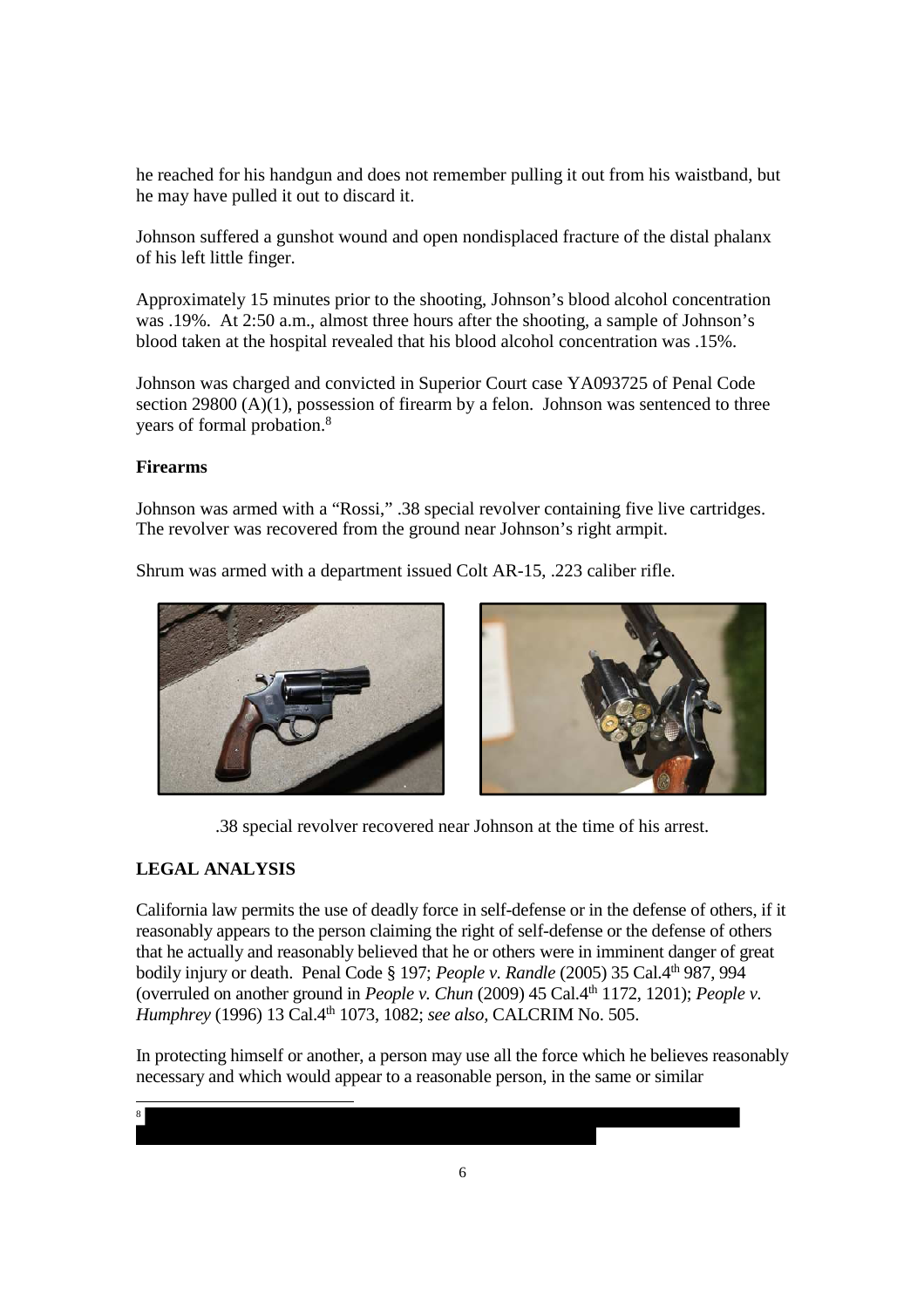he reached for his handgun and does not remember pulling it out from his waistband, but he may have pulled it out to discard it.

Johnson suffered a gunshot wound and open nondisplaced fracture of the distal phalanx of his left little finger.

Approximately 15 minutes prior to the shooting, Johnson's blood alcohol concentration was .19%. At 2:50 a.m., almost three hours after the shooting, a sample of Johnson's blood taken at the hospital revealed that his blood alcohol concentration was .15%.

Johnson was charged and convicted in Superior Court case YA093725 of Penal Code section 29800 (A)(1), possession of firearm by a felon. Johnson was sentenced to three years of formal probation.[8]

**Firearms**

Johnson was armed with a "Rossi," .38 special revolver containing five live cartridges. The revolver was recovered from the ground near Johnson's right armpit.

Shrum was armed with a department issued Colt AR-15, .223 caliber rifle.

.38 special revolver recovered near Johnson at the time of his arrest.

## LEGAL ANALYSIS

California law permits the use of deadly force in self-defense or in the defense of others, if it reasonably appears to the person claiming the right of self-defense or the defense of others that he actually and reasonably believed that he or others were in imminent danger of great bodily injury or death. Penal Code § 197; *People v. Randle* (2005) 35 Cal.4th 987, 994 (overruled on another ground in *People v. Chun* (2009) 45 Cal.4th 1172, 1201); *People v. Humphrey* (1996) 13 Cal.4th 1073, 1082; *see also,* CALCRIM No. 505.

In protecting himself or another, a person may use all the force which he believes reasonably necessary and which would appear to a reasonable person, in the same or similar

[8] [REDACTED]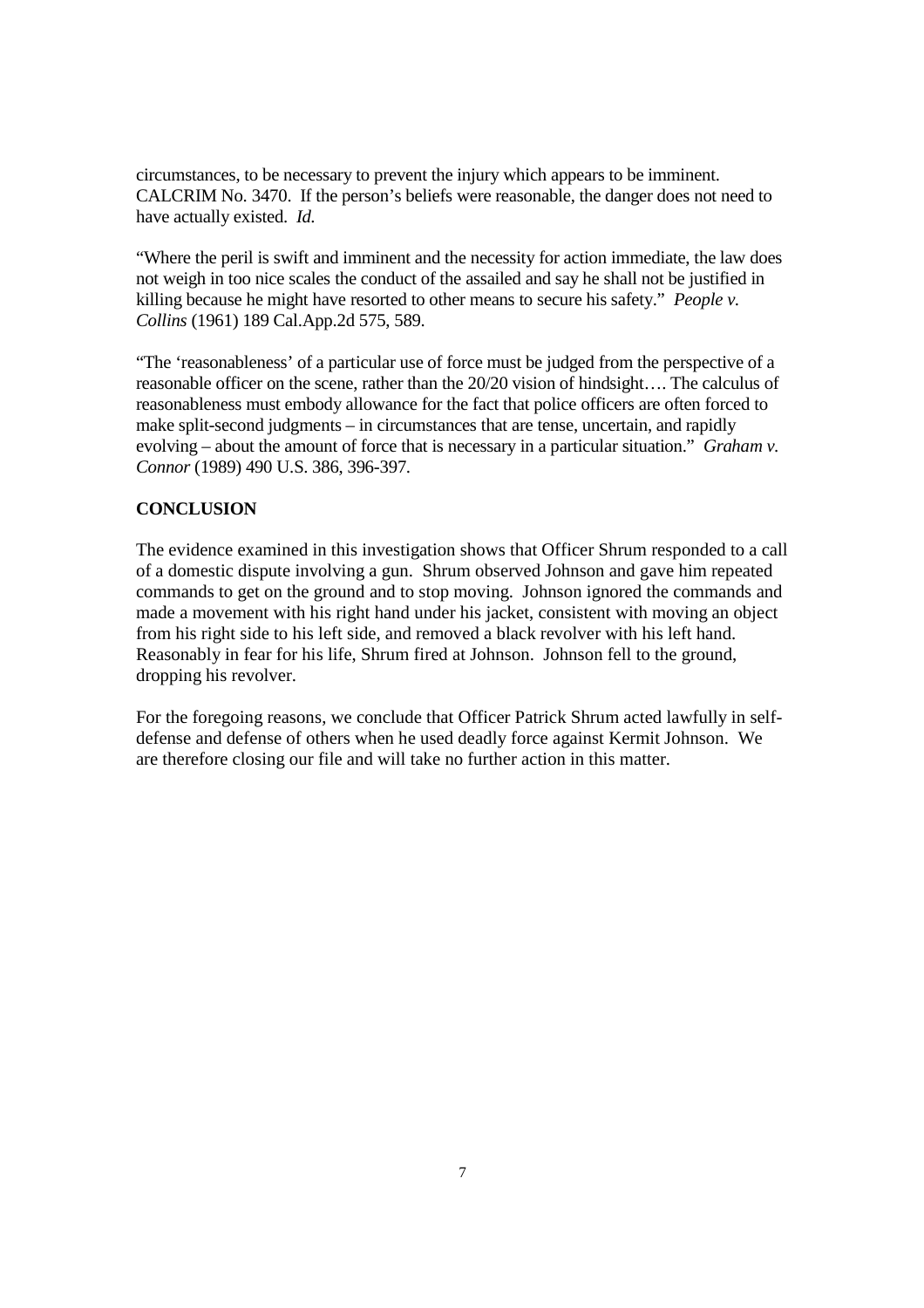circumstances, to be necessary to prevent the injury which appears to be imminent. CALCRIM No. 3470. If the person's beliefs were reasonable, the danger does not need to have actually existed. *Id.*

"Where the peril is swift and imminent and the necessity for action immediate, the law does not weigh in too nice scales the conduct of the assailed and say he shall not be justified in killing because he might have resorted to other means to secure his safety." *People v. Collins* (1961) 189 Cal.App.2d 575, 589.

"The 'reasonableness' of a particular use of force must be judged from the perspective of a reasonable officer on the scene, rather than the 20/20 vision of hindsight…. The calculus of reasonableness must embody allowance for the fact that police officers are often forced to make split-second judgments – in circumstances that are tense, uncertain, and rapidly evolving – about the amount of force that is necessary in a particular situation." *Graham v. Connor* (1989) 490 U.S. 386, 396-397.

**CONCLUSION**

The evidence examined in this investigation shows that Officer Shrum responded to a call of a domestic dispute involving a gun. Shrum observed Johnson and gave him repeated commands to get on the ground and to stop moving. Johnson ignored the commands and made a movement with his right hand under his jacket, consistent with moving an object from his right side to his left side, and removed a black revolver with his left hand. Reasonably in fear for his life, Shrum fired at Johnson. Johnson fell to the ground, dropping his revolver.

For the foregoing reasons, we conclude that Officer Patrick Shrum acted lawfully in self-defense and defense of others when he used deadly force against Kermit Johnson. We are therefore closing our file and will take no further action in this matter.